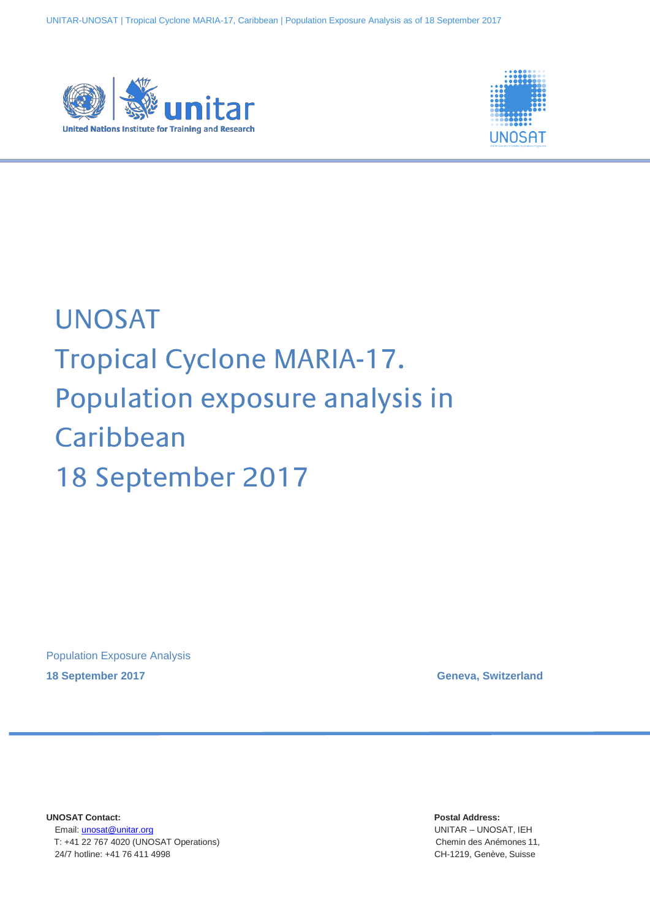# UNOSAT

# Tropical Cyclone MARIA-17. Population exposure analysis in Caribbean

# 18 September 2017

Population Exposure Analysis

**18 September 2017**

**Geneva, Switzerland**

**UNOSAT Contact:**
Email: unosat@unitar.org
T: +41 22 767 4020 (UNOSAT Operations)
24/7 hotline: +41 76 411 4998

**Postal Address:**
UNITAR – UNOSAT, IEH
Chemin des Anémones 11,
CH-1219, Genève, Suisse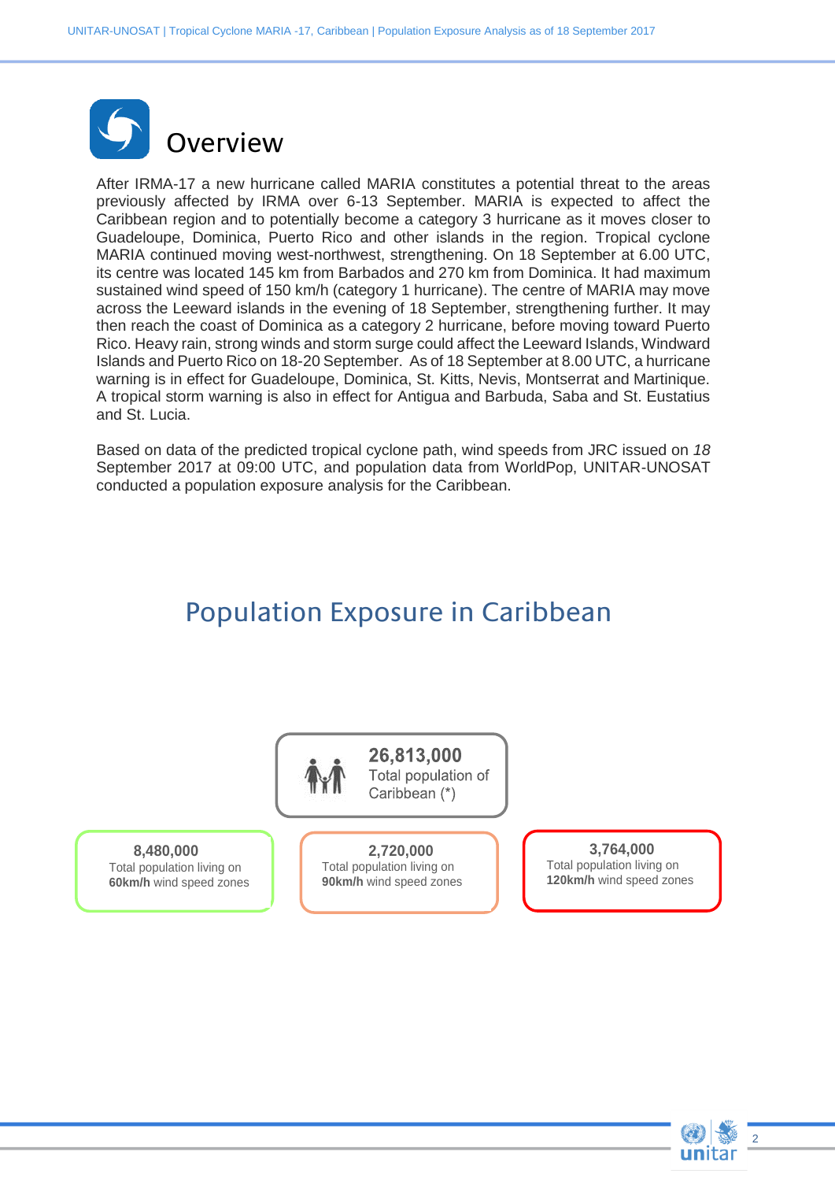# Overview

After IRMA-17 a new hurricane called MARIA constitutes a potential threat to the areas previously affected by IRMA over 6-13 September. MARIA is expected to affect the Caribbean region and to potentially become a category 3 hurricane as it moves closer to Guadeloupe, Dominica, Puerto Rico and other islands in the region. Tropical cyclone MARIA continued moving west-northwest, strengthening. On 18 September at 6.00 UTC, its centre was located 145 km from Barbados and 270 km from Dominica. It had maximum sustained wind speed of 150 km/h (category 1 hurricane). The centre of MARIA may move across the Leeward islands in the evening of 18 September, strengthening further. It may then reach the coast of Dominica as a category 2 hurricane, before moving toward Puerto Rico. Heavy rain, strong winds and storm surge could affect the Leeward Islands, Windward Islands and Puerto Rico on 18-20 September. As of 18 September at 8.00 UTC, a hurricane warning is in effect for Guadeloupe, Dominica, St. Kitts, Nevis, Montserrat and Martinique. A tropical storm warning is also in effect for Antigua and Barbuda, Saba and St. Eustatius and St. Lucia.

Based on data of the predicted tropical cyclone path, wind speeds from JRC issued on *18* September 2017 at 09:00 UTC, and population data from WorldPop, UNITAR-UNOSAT conducted a population exposure analysis for the Caribbean.

## Population Exposure in Caribbean

**26,813,000**
Total population of Caribbean (*)

**8,480,000**
Total population living on **60km/h** wind speed zones

**2,720,000**
Total population living on **90km/h** wind speed zones

**3,764,000**
Total population living on **120km/h** wind speed zones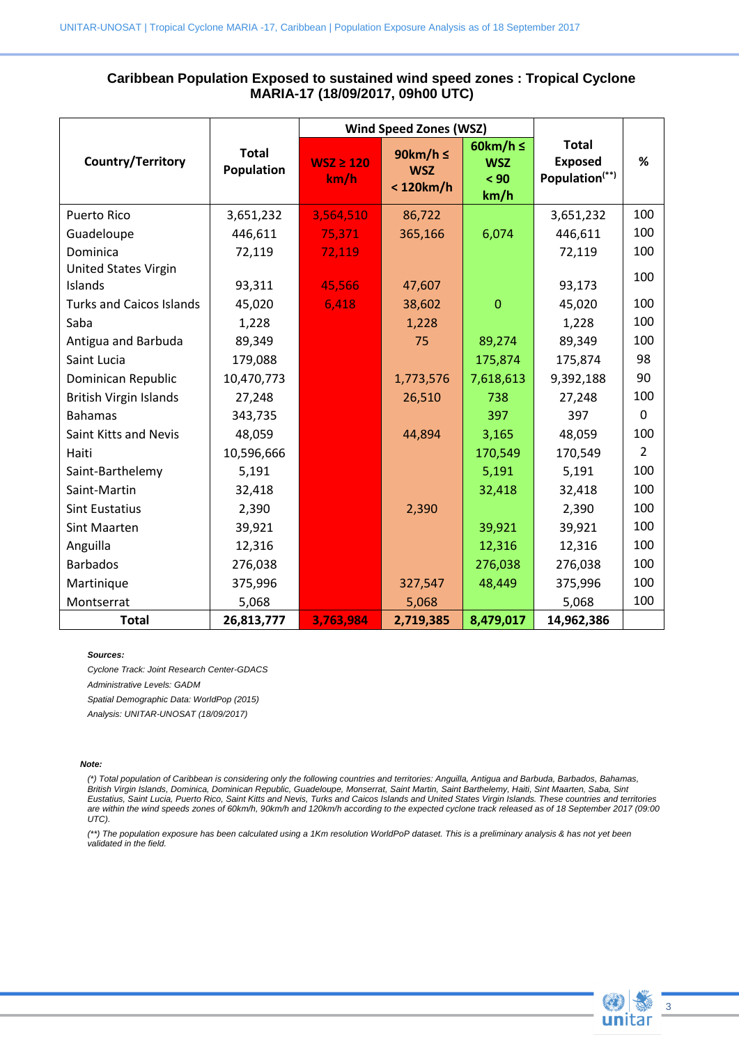### Caribbean Population Exposed to sustained wind speed zones : Tropical Cyclone MARIA-17 (18/09/2017, 09h00 UTC)

| Country/Territory | Total Population | Wind Speed Zones (WSZ) | | | Total Exposed Population(**) | % |
|---|---|---|---|---|---|---|
| | | WSZ ≥ 120 km/h | 90km/h ≤ WSZ < 120km/h | 60km/h ≤ WSZ < 90 km/h | | |
| Puerto Rico | 3,651,232 | 3,564,510 | 86,722 | | 3,651,232 | 100 |
| Guadeloupe | 446,611 | 75,371 | 365,166 | 6,074 | 446,611 | 100 |
| Dominica | 72,119 | 72,119 | | | 72,119 | 100 |
| United States Virgin Islands | 93,311 | 45,566 | 47,607 | | 93,173 | 100 |
| Turks and Caicos Islands | 45,020 | 6,418 | 38,602 | 0 | 45,020 | 100 |
| Saba | 1,228 | | 1,228 | | 1,228 | 100 |
| Antigua and Barbuda | 89,349 | | 75 | 89,274 | 89,349 | 100 |
| Saint Lucia | 179,088 | | | 175,874 | 175,874 | 98 |
| Dominican Republic | 10,470,773 | | 1,773,576 | 7,618,613 | 9,392,188 | 90 |
| British Virgin Islands | 27,248 | | 26,510 | 738 | 27,248 | 100 |
| Bahamas | 343,735 | | | 397 | 397 | 0 |
| Saint Kitts and Nevis | 48,059 | | 44,894 | 3,165 | 48,059 | 100 |
| Haiti | 10,596,666 | | | 170,549 | 170,549 | 2 |
| Saint-Barthelemy | 5,191 | | | 5,191 | 5,191 | 100 |
| Saint-Martin | 32,418 | | | 32,418 | 32,418 | 100 |
| Sint Eustatius | 2,390 | | 2,390 | | 2,390 | 100 |
| Sint Maarten | 39,921 | | | 39,921 | 39,921 | 100 |
| Anguilla | 12,316 | | | 12,316 | 12,316 | 100 |
| Barbados | 276,038 | | | 276,038 | 276,038 | 100 |
| Martinique | 375,996 | | 327,547 | 48,449 | 375,996 | 100 |
| Montserrat | 5,068 | | 5,068 | | 5,068 | 100 |
| **Total** | **26,813,777** | **3,763,984** | **2,719,385** | **8,479,017** | **14,962,386** | |

***Sources:***

*Cyclone Track: Joint Research Center-GDACS*

*Administrative Levels: GADM*

*Spatial Demographic Data: WorldPop (2015)*

*Analysis: UNITAR-UNOSAT (18/09/2017)*

***Note:***

*(*) Total population of Caribbean is considering only the following countries and territories: Anguilla, Antigua and Barbuda, Barbados, Bahamas, British Virgin Islands, Dominica, Dominican Republic, Guadeloupe, Monserrat, Saint Martin, Saint Barthelemy, Haiti, Saint Maarten, Saba, Sint Eustatius, Saint Lucia, Puerto Rico, Saint Kitts and Nevis, Turks and Caicos Islands and United States Virgin Islands. These countries and territories are within the wind speeds zones of 60km/h, 90km/h and 120km/h according to the expected cyclone track released as of 18 September 2017 (09:00 UTC).*

*(**) The population exposure has been calculated using a 1Km resolution WorldPoP dataset. This is a preliminary analysis & has not yet been validated in the field.*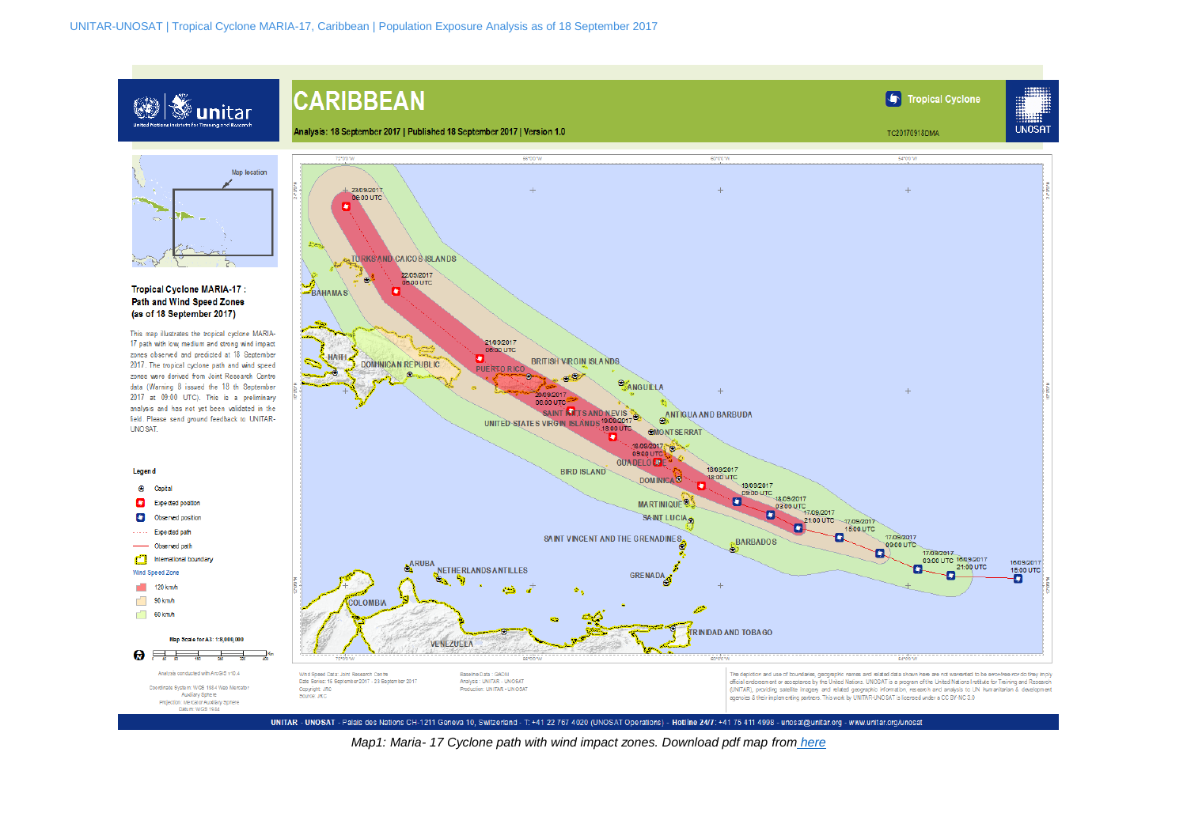UNITAR-UNOSAT | Tropical Cyclone MARIA-17, Caribbean | Population Exposure Analysis as of 18 September 2017

unitar
United Nations Institute for Training and Research

# CARIBBEAN

Analysis: 18 September 2017 | Published 18 September 2017 | Version 1.0

Tropical Cyclone

TC20170918DMA

UNOSAT

Map location

**Tropical Cyclone MARIA-17 : Path and Wind Speed Zones (as of 18 September 2017)**

This map illustrates the tropical cyclone MARIA-17 path with low, medium and strong wind impact zones observed and predicted at 18 September 2017. The tropical cyclone path and wind speed zones were derived from Joint Research Centre data (Warning 8 issued the 18 th September 2017 at 09:00 UTC). This is a preliminary analysis and has not yet been validated in the field. Please send ground feedback to UNITAR-UNOSAT.

**Legend**

- Capital
- Expected position
- Observed position
- Expected path
- Observed path
- International boundary

Wind Speed Zone

- 120 km/h
- 90 km/h
- 60 km/h

Map Scale for A3: 1:8,000,000

0 40 80 160 240 320 400 Km

Analysis conducted with ArcGIS v10.4

Coordinate System: WGS 1984 Web Mercator Auxiliary Sphere
Projection: Mercator Auxiliary Sphere
Datum: WGS 1984

23/09/2017 06:00 UTC
TURKS AND CAICOS ISLANDS
22/09/2017 06:00 UTC
BAHAMAS
21/09/2017 06:00 UTC
HAITI
DOMINICAN REPUBLIC
BRITISH VIRGIN ISLANDS
PUERTO RICO
ANGUILLA
20/09/2017 06:00 UTC
SAINT KITTS AND NEVIS
ANTIGUA AND BARBUDA
UNITED STATES VIRGIN ISLANDS
19/09/2017 18:00 UTC
MONTSERRAT
19/09/2017 09:00 UTC
GUADELOUPE
18/09/2017 18:00 UTC
BIRD ISLAND
DOMINICA
18/09/2017 09:00 UTC
18/09/2017 03:00 UTC
MARTINIQUE
SAINT LUCIA
17/09/2017 21:00 UTC
17/09/2017 15:00 UTC
17/09/2017 09:00 UTC
SAINT VINCENT AND THE GRENADINES
BARBADOS
17/09/2017 03:00 UTC
16/09/2017 21:00 UTC
16/09/2017 15:00 UTC
ARUBA
NETHERLANDS ANTILLES
GRENADA
COLOMBIA
TRINIDAD AND TOBAGO
VENEZUELA

Wind Speed Data: Joint Research Centre
Data Series: 16 September 2017 - 23 September 2017
Copyright: JRC
Source: JRC

Baseline Data : GADM
Analysis : UNITAR - UNOSAT
Production: UNITAR - UNOSAT

The depiction and use of boundaries, geographic names and related data shown here are not warranted to be error-free nor do they imply official endorsement or acceptance by the United Nations. UNOSAT is a program of the United Nations Institute for Training and Research (UNITAR), providing satellite imagery and related geographic information, research and analysis to UN humanitarian & development agencies & their implementing partners. This work by UNITAR-UNOSAT is licensed under a CC BY-NC 3.0

UNITAR - UNOSAT - Palais des Nations CH-1211 Geneva 10, Switzerland - T: +41 22 767 4020 (UNOSAT Operations) - Hotline 24/7: +41 75 411 4998 - unosat@unitar.org - www.unitar.org/unosat

*Map1: Maria- 17 Cyclone path with wind impact zones. Download pdf map from here*